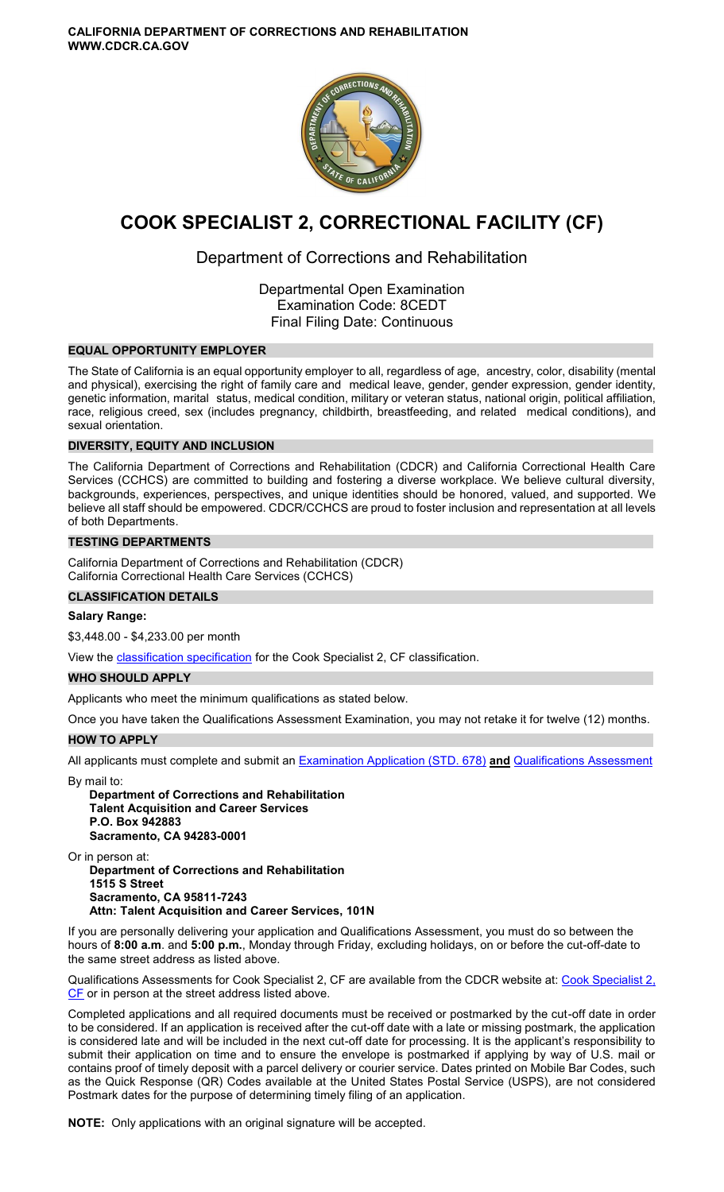**CALIFORNIA DEPARTMENT OF CORRECTIONS AND REHABILITATION**
**WWW.CDCR.CA.GOV**

# COOK SPECIALIST 2, CORRECTIONAL FACILITY (CF)

## Department of Corrections and Rehabilitation

Departmental Open Examination
Examination Code: 8CEDT
Final Filing Date: Continuous

### EQUAL OPPORTUNITY EMPLOYER

The State of California is an equal opportunity employer to all, regardless of age, ancestry, color, disability (mental and physical), exercising the right of family care and medical leave, gender, gender expression, gender identity, genetic information, marital status, medical condition, military or veteran status, national origin, political affiliation, race, religious creed, sex (includes pregnancy, childbirth, breastfeeding, and related medical conditions), and sexual orientation.

### DIVERSITY, EQUITY AND INCLUSION

The California Department of Corrections and Rehabilitation (CDCR) and California Correctional Health Care Services (CCHCS) are committed to building and fostering a diverse workplace. We believe cultural diversity, backgrounds, experiences, perspectives, and unique identities should be honored, valued, and supported. We believe all staff should be empowered. CDCR/CCHCS are proud to foster inclusion and representation at all levels of both Departments.

### TESTING DEPARTMENTS

California Department of Corrections and Rehabilitation (CDCR)
California Correctional Health Care Services (CCHCS)

### CLASSIFICATION DETAILS

**Salary Range:**

$3,448.00 - $4,233.00 per month

View the classification specification for the Cook Specialist 2, CF classification.

### WHO SHOULD APPLY

Applicants who meet the minimum qualifications as stated below.

Once you have taken the Qualifications Assessment Examination, you may not retake it for twelve (12) months.

### HOW TO APPLY

All applicants must complete and submit an Examination Application (STD. 678) **and** Qualifications Assessment

By mail to:

**Department of Corrections and Rehabilitation**
**Talent Acquisition and Career Services**
**P.O. Box 942883**
**Sacramento, CA 94283-0001**

Or in person at:

**Department of Corrections and Rehabilitation**
**1515 S Street**
**Sacramento, CA 95811-7243**
**Attn: Talent Acquisition and Career Services, 101N**

If you are personally delivering your application and Qualifications Assessment, you must do so between the hours of **8:00 a.m**. and **5:00 p.m.**, Monday through Friday, excluding holidays, on or before the cut-off-date to the same street address as listed above.

Qualifications Assessments for Cook Specialist 2, CF are available from the CDCR website at: Cook Specialist 2, CF or in person at the street address listed above.

Completed applications and all required documents must be received or postmarked by the cut-off date in order to be considered. If an application is received after the cut-off date with a late or missing postmark, the application is considered late and will be included in the next cut-off date for processing. It is the applicant's responsibility to submit their application on time and to ensure the envelope is postmarked if applying by way of U.S. mail or contains proof of timely deposit with a parcel delivery or courier service. Dates printed on Mobile Bar Codes, such as the Quick Response (QR) Codes available at the United States Postal Service (USPS), are not considered Postmark dates for the purpose of determining timely filing of an application.

**NOTE:** Only applications with an original signature will be accepted.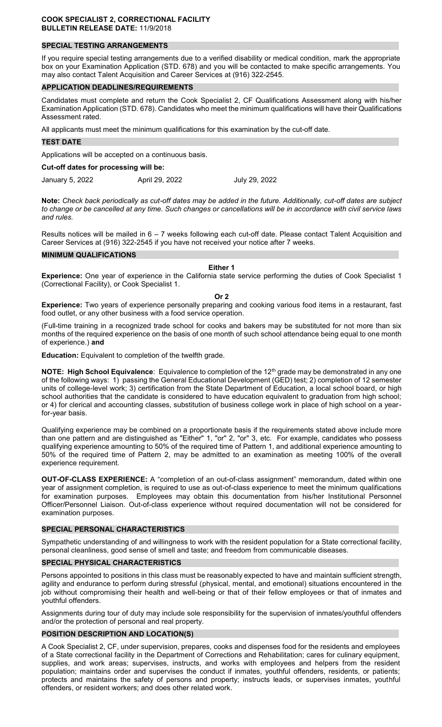**COOK SPECIALIST 2, CORRECTIONAL FACILITY**
**BULLETIN RELEASE DATE:** 11/9/2018

## SPECIAL TESTING ARRANGEMENTS

If you require special testing arrangements due to a verified disability or medical condition, mark the appropriate box on your Examination Application (STD. 678) and you will be contacted to make specific arrangements. You may also contact Talent Acquisition and Career Services at (916) 322-2545.

## APPLICATION DEADLINES/REQUIREMENTS

Candidates must complete and return the Cook Specialist 2, CF Qualifications Assessment along with his/her Examination Application (STD. 678). Candidates who meet the minimum qualifications will have their Qualifications Assessment rated.

All applicants must meet the minimum qualifications for this examination by the cut-off date.

## TEST DATE

Applications will be accepted on a continuous basis.

**Cut-off dates for processing will be:**

January 5, 2022    April 29, 2022    July 29, 2022

**Note:** *Check back periodically as cut-off dates may be added in the future. Additionally, cut-off dates are subject to change or be cancelled at any time. Such changes or cancellations will be in accordance with civil service laws and rules.*

Results notices will be mailed in 6 – 7 weeks following each cut-off date. Please contact Talent Acquisition and Career Services at (916) 322-2545 if you have not received your notice after 7 weeks.

## MINIMUM QUALIFICATIONS

**Either 1**

**Experience:** One year of experience in the California state service performing the duties of Cook Specialist 1 (Correctional Facility), or Cook Specialist 1.

**Or 2**

**Experience:** Two years of experience personally preparing and cooking various food items in a restaurant, fast food outlet, or any other business with a food service operation.

(Full-time training in a recognized trade school for cooks and bakers may be substituted for not more than six months of the required experience on the basis of one month of such school attendance being equal to one month of experience.) **and**

**Education:** Equivalent to completion of the twelfth grade.

**NOTE: High School Equivalence**: Equivalence to completion of the 12th grade may be demonstrated in any one of the following ways: 1) passing the General Educational Development (GED) test; 2) completion of 12 semester units of college-level work; 3) certification from the State Department of Education, a local school board, or high school authorities that the candidate is considered to have education equivalent to graduation from high school; or 4) for clerical and accounting classes, substitution of business college work in place of high school on a year-for-year basis.

Qualifying experience may be combined on a proportionate basis if the requirements stated above include more than one pattern and are distinguished as "Either" 1, "or" 2, "or" 3, etc. For example, candidates who possess qualifying experience amounting to 50% of the required time of Pattern 1, and additional experience amounting to 50% of the required time of Pattern 2, may be admitted to an examination as meeting 100% of the overall experience requirement.

**OUT-OF-CLASS EXPERIENCE:** A "completion of an out-of-class assignment" memorandum, dated within one year of assignment completion, is required to use as out-of-class experience to meet the minimum qualifications for examination purposes. Employees may obtain this documentation from his/her Institutional Personnel Officer/Personnel Liaison. Out-of-class experience without required documentation will not be considered for examination purposes.

## SPECIAL PERSONAL CHARACTERISTICS

Sympathetic understanding of and willingness to work with the resident population for a State correctional facility, personal cleanliness, good sense of smell and taste; and freedom from communicable diseases.

## SPECIAL PHYSICAL CHARACTERISTICS

Persons appointed to positions in this class must be reasonably expected to have and maintain sufficient strength, agility and endurance to perform during stressful (physical, mental, and emotional) situations encountered in the job without compromising their health and well-being or that of their fellow employees or that of inmates and youthful offenders.

Assignments during tour of duty may include sole responsibility for the supervision of inmates/youthful offenders and/or the protection of personal and real property.

## POSITION DESCRIPTION AND LOCATION(S)

A Cook Specialist 2, CF, under supervision, prepares, cooks and dispenses food for the residents and employees of a State correctional facility in the Department of Corrections and Rehabilitation; cares for culinary equipment, supplies, and work areas; supervises, instructs, and works with employees and helpers from the resident population; maintains order and supervises the conduct if inmates, youthful offenders, residents, or patients; protects and maintains the safety of persons and property; instructs leads, or supervises inmates, youthful offenders, or resident workers; and does other related work.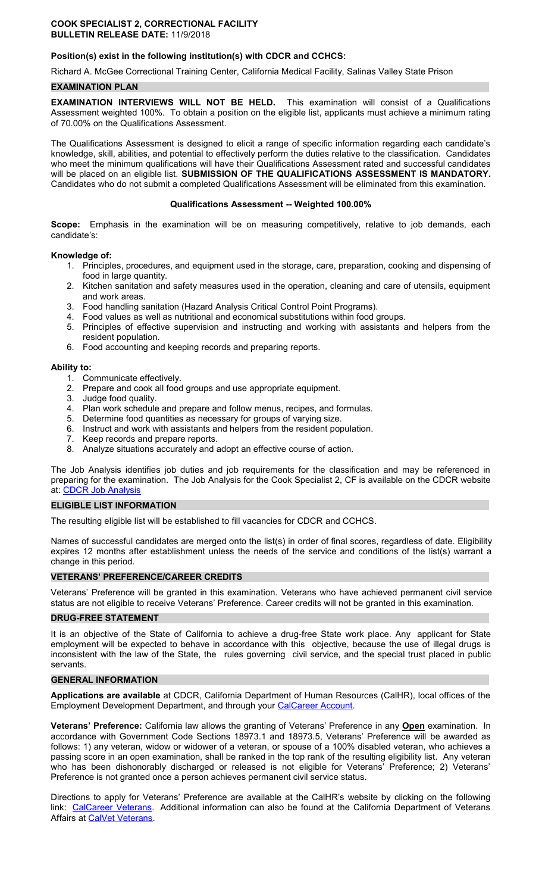**COOK SPECIALIST 2, CORRECTIONAL FACILITY**
**BULLETIN RELEASE DATE:** 11/9/2018

**Position(s) exist in the following institution(s) with CDCR and CCHCS:**

Richard A. McGee Correctional Training Center, California Medical Facility, Salinas Valley State Prison

## EXAMINATION PLAN

**EXAMINATION INTERVIEWS WILL NOT BE HELD.** This examination will consist of a Qualifications Assessment weighted 100%. To obtain a position on the eligible list, applicants must achieve a minimum rating of 70.00% on the Qualifications Assessment.

The Qualifications Assessment is designed to elicit a range of specific information regarding each candidate's knowledge, skill, abilities, and potential to effectively perform the duties relative to the classification. Candidates who meet the minimum qualifications will have their Qualifications Assessment rated and successful candidates will be placed on an eligible list. **SUBMISSION OF THE QUALIFICATIONS ASSESSMENT IS MANDATORY.** Candidates who do not submit a completed Qualifications Assessment will be eliminated from this examination.

### Qualifications Assessment -- Weighted 100.00%

**Scope:** Emphasis in the examination will be on measuring competitively, relative to job demands, each candidate's:

**Knowledge of:**

1. Principles, procedures, and equipment used in the storage, care, preparation, cooking and dispensing of food in large quantity.
2. Kitchen sanitation and safety measures used in the operation, cleaning and care of utensils, equipment and work areas.
3. Food handling sanitation (Hazard Analysis Critical Control Point Programs).
4. Food values as well as nutritional and economical substitutions within food groups.
5. Principles of effective supervision and instructing and working with assistants and helpers from the resident population.
6. Food accounting and keeping records and preparing reports.

**Ability to:**

1. Communicate effectively.
2. Prepare and cook all food groups and use appropriate equipment.
3. Judge food quality.
4. Plan work schedule and prepare and follow menus, recipes, and formulas.
5. Determine food quantities as necessary for groups of varying size.
6. Instruct and work with assistants and helpers from the resident population.
7. Keep records and prepare reports.
8. Analyze situations accurately and adopt an effective course of action.

The Job Analysis identifies job duties and job requirements for the classification and may be referenced in preparing for the examination. The Job Analysis for the Cook Specialist 2, CF is available on the CDCR website at: CDCR Job Analysis

## ELIGIBLE LIST INFORMATION

The resulting eligible list will be established to fill vacancies for CDCR and CCHCS.

Names of successful candidates are merged onto the list(s) in order of final scores, regardless of date. Eligibility expires 12 months after establishment unless the needs of the service and conditions of the list(s) warrant a change in this period.

## VETERANS' PREFERENCE/CAREER CREDITS

Veterans' Preference will be granted in this examination. Veterans who have achieved permanent civil service status are not eligible to receive Veterans' Preference. Career credits will not be granted in this examination.

## DRUG-FREE STATEMENT

It is an objective of the State of California to achieve a drug-free State work place. Any applicant for State employment will be expected to behave in accordance with this objective, because the use of illegal drugs is inconsistent with the law of the State, the rules governing civil service, and the special trust placed in public servants.

## GENERAL INFORMATION

**Applications are available** at CDCR, California Department of Human Resources (CalHR), local offices of the Employment Development Department, and through your CalCareer Account.

**Veterans' Preference:** California law allows the granting of Veterans' Preference in any **Open** examination. In accordance with Government Code Sections 18973.1 and 18973.5, Veterans' Preference will be awarded as follows: 1) any veteran, widow or widower of a veteran, or spouse of a 100% disabled veteran, who achieves a passing score in an open examination, shall be ranked in the top rank of the resulting eligibility list. Any veteran who has been dishonorably discharged or released is not eligible for Veterans' Preference; 2) Veterans' Preference is not granted once a person achieves permanent civil service status.

Directions to apply for Veterans' Preference are available at the CalHR's website by clicking on the following link: CalCareer Veterans. Additional information can also be found at the California Department of Veterans Affairs at CalVet Veterans.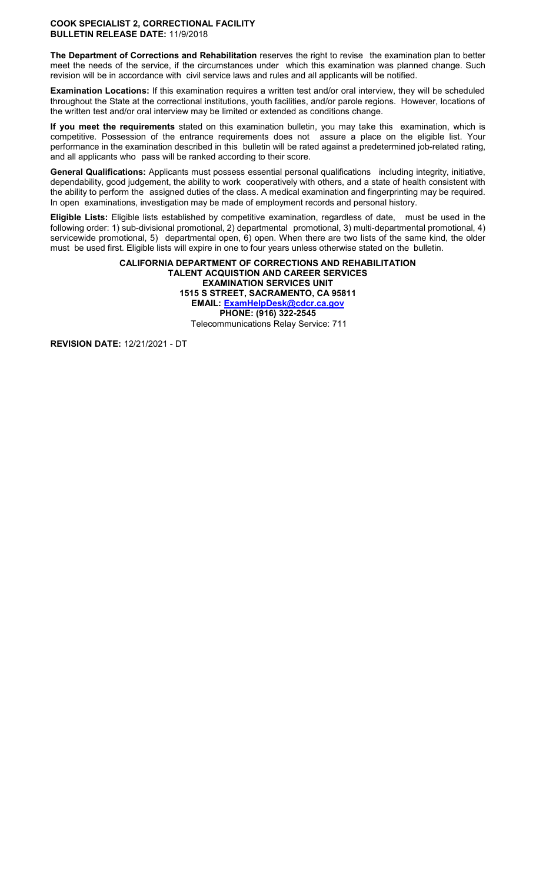**COOK SPECIALIST 2, CORRECTIONAL FACILITY**
**BULLETIN RELEASE DATE:** 11/9/2018

**The Department of Corrections and Rehabilitation** reserves the right to revise the examination plan to better meet the needs of the service, if the circumstances under which this examination was planned change. Such revision will be in accordance with civil service laws and rules and all applicants will be notified.

**Examination Locations:** If this examination requires a written test and/or oral interview, they will be scheduled throughout the State at the correctional institutions, youth facilities, and/or parole regions. However, locations of the written test and/or oral interview may be limited or extended as conditions change.

**If you meet the requirements** stated on this examination bulletin, you may take this examination, which is competitive. Possession of the entrance requirements does not assure a place on the eligible list. Your performance in the examination described in this bulletin will be rated against a predetermined job-related rating, and all applicants who pass will be ranked according to their score.

**General Qualifications:** Applicants must possess essential personal qualifications including integrity, initiative, dependability, good judgement, the ability to work cooperatively with others, and a state of health consistent with the ability to perform the assigned duties of the class. A medical examination and fingerprinting may be required. In open examinations, investigation may be made of employment records and personal history.

**Eligible Lists:** Eligible lists established by competitive examination, regardless of date, must be used in the following order: 1) sub-divisional promotional, 2) departmental promotional, 3) multi-departmental promotional, 4) servicewide promotional, 5) departmental open, 6) open. When there are two lists of the same kind, the older must be used first. Eligible lists will expire in one to four years unless otherwise stated on the bulletin.

**CALIFORNIA DEPARTMENT OF CORRECTIONS AND REHABILITATION**
**TALENT ACQUISTION AND CAREER SERVICES**
**EXAMINATION SERVICES UNIT**
**1515 S STREET, SACRAMENTO, CA 95811**
**EMAIL: ExamHelpDesk@cdcr.ca.gov**
**PHONE: (916) 322-2545**
Telecommunications Relay Service: 711

**REVISION DATE:** 12/21/2021 - DT